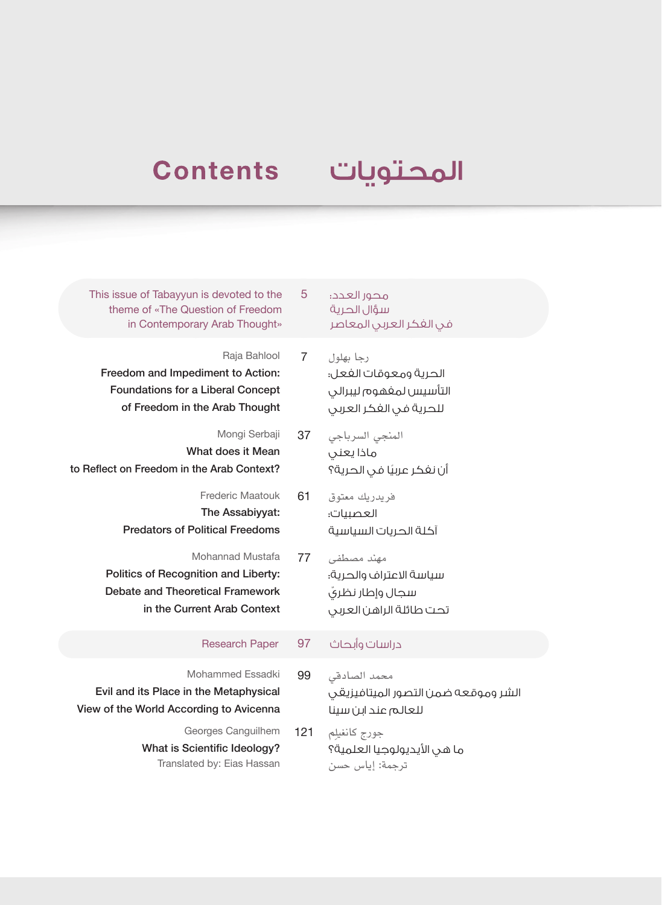# Contents المحتويات

| | | |
|---|---|---|
| This issue of Tabayyun is devoted to the theme of «The Question of Freedom in Contemporary Arab Thought» | 5 | محور العدد: سؤال الحرية في الفكر العربي المعاصر |
| Raja Bahlool<br>**Freedom and Impediment to Action: Foundations for a Liberal Concept of Freedom in the Arab Thought** | 7 | رجا بهلول<br>الحرية ومعوقات الفعل: التأسيس لمفهوم ليبرالي للحرية في الفكر العربي |
| Mongi Serbaji<br>**What does it Mean to Reflect on Freedom in the Arab Context?** | 37 | المنجي السرباجي<br>ماذا يعني أن نفكر عربيًا في الحرية؟ |
| Frederic Maatouk<br>**The Assabiyyat: Predators of Political Freedoms** | 61 | فريديريك معتوق<br>العصبيات: آكلة الحريات السياسية |
| Mohannad Mustafa<br>**Politics of Recognition and Liberty: Debate and Theoretical Framework in the Current Arab Context** | 77 | مهند مصطفى<br>سياسة الاعتراف والحرية: سجال وإطار نظريّ تحت طائلة الراهن العربي |
| Research Paper | 97 | دراسات وأبحاث |
| Mohammed Essadki<br>**Evil and its Place in the Metaphysical View of the World According to Avicenna** | 99 | محمد الصادقي<br>الشر وموقعه ضمن التصور الميتافيزيقي للعالم عند ابن سينا |
| Georges Canguilhem<br>**What is Scientific Ideology?**<br>Translated by: Eias Hassan | 121 | جورج كانغيلم<br>ما هي الأيديولوجيا العلمية؟<br>ترجمة: إياس حسن |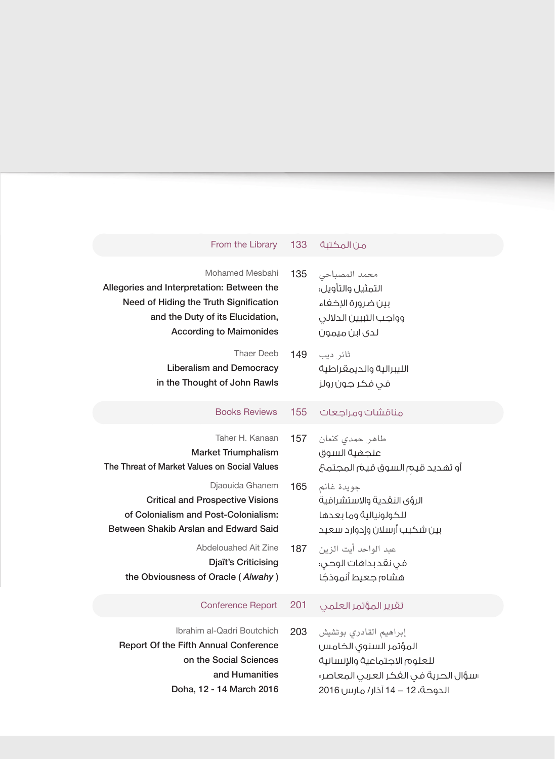## From the Library — 133 — من المكتبة

Mohamed Mesbahi — 135 — محمد المصباحي

**Allegories and Interpretation: Between the Need of Hiding the Truth Signification and the Duty of its Elucidation, According to Maimonides**

التمثيل والتأويل: بين ضرورة الإخفاء وواجب التبيين الدلالي لدى ابن ميمون

Thaer Deeb — 149 — ثائر ديب

**Liberalism and Democracy in the Thought of John Rawls**

الليبرالية والديمقراطية في فكر جون رولز

## Books Reviews — 155 — مناقشات ومراجعات

Taher H. Kanaan — 157 — طاهر حمدي كنعان

**Market Triumphalism The Threat of Market Values on Social Values**

عنجهية السوق أو تهديد قيمِ السوق قيمَ المجتمع

Djaouida Ghanem — 165 — جويدة غانم

**Critical and Prospective Visions of Colonialism and Post-Colonialism: Between Shakib Arslan and Edward Said**

الرؤى النقدية والاستشرافية للكولونيالية وما بعدها بين شكيب أرسلان وإدوارد سعيد

Abdelouahed Ait Zine — 187 — عبد الواحد أيت الزين

**Djaït's Criticising the Obviousness of Oracle (*Alwahy*)**

في نقد بداهات الوحي: هشام جعيط أنموذجًا

## Conference Report — 201 — تقرير المؤتمر العلمي

Ibrahim al-Qadri Boutchich — 203 — إبراهيم القادري بوتشيش

**Report Of the Fifth Annual Conference on the Social Sciences and Humanities Doha, 12 - 14 March 2016**

المؤتمر السنوي الخامس للعلوم الاجتماعية والإنسانية «سؤال الحرية في الفكر العربي المعاصر» الدوحة، 12 – 14 آذار/ مارس 2016